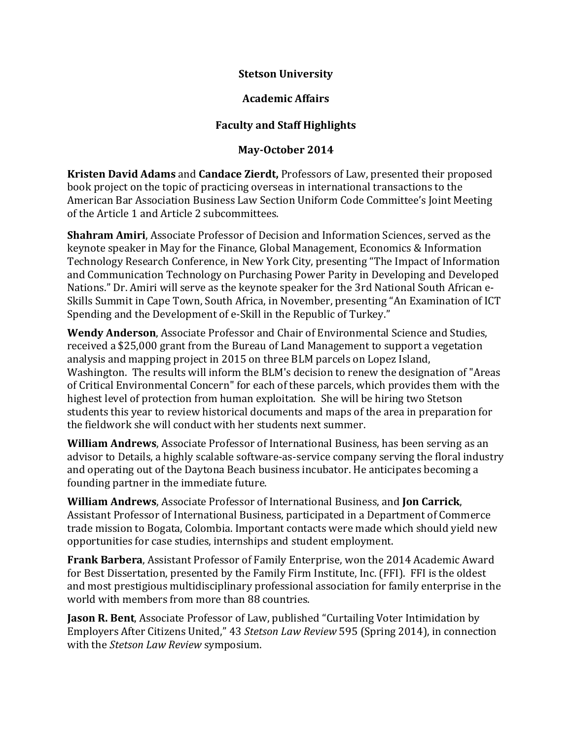# Stetson University

## Academic Affairs

## Faculty and Staff Highlights

## May-October 2014

**Kristen David Adams** and **Candace Zierdt,** Professors of Law, presented their proposed book project on the topic of practicing overseas in international transactions to the American Bar Association Business Law Section Uniform Code Committee's Joint Meeting of the Article 1 and Article 2 subcommittees.

**Shahram Amiri**, Associate Professor of Decision and Information Sciences, served as the keynote speaker in May for the Finance, Global Management, Economics & Information Technology Research Conference, in New York City, presenting "The Impact of Information and Communication Technology on Purchasing Power Parity in Developing and Developed Nations." Dr. Amiri will serve as the keynote speaker for the 3rd National South African e-Skills Summit in Cape Town, South Africa, in November, presenting "An Examination of ICT Spending and the Development of e-Skill in the Republic of Turkey."

**Wendy Anderson**, Associate Professor and Chair of Environmental Science and Studies, received a $25,000 grant from the Bureau of Land Management to support a vegetation analysis and mapping project in 2015 on three BLM parcels on Lopez Island, Washington. The results will inform the BLM's decision to renew the designation of "Areas of Critical Environmental Concern" for each of these parcels, which provides them with the highest level of protection from human exploitation. She will be hiring two Stetson students this year to review historical documents and maps of the area in preparation for the fieldwork she will conduct with her students next summer.

**William Andrews**, Associate Professor of International Business, has been serving as an advisor to Details, a highly scalable software-as-service company serving the floral industry and operating out of the Daytona Beach business incubator. He anticipates becoming a founding partner in the immediate future.

**William Andrews**, Associate Professor of International Business, and **Jon Carrick**, Assistant Professor of International Business, participated in a Department of Commerce trade mission to Bogata, Colombia. Important contacts were made which should yield new opportunities for case studies, internships and student employment.

**Frank Barbera**, Assistant Professor of Family Enterprise, won the 2014 Academic Award for Best Dissertation, presented by the Family Firm Institute, Inc. (FFI). FFI is the oldest and most prestigious multidisciplinary professional association for family enterprise in the world with members from more than 88 countries.

**Jason R. Bent**, Associate Professor of Law, published "Curtailing Voter Intimidation by Employers After Citizens United," 43 *Stetson Law Review* 595 (Spring 2014), in connection with the *Stetson Law Review* symposium.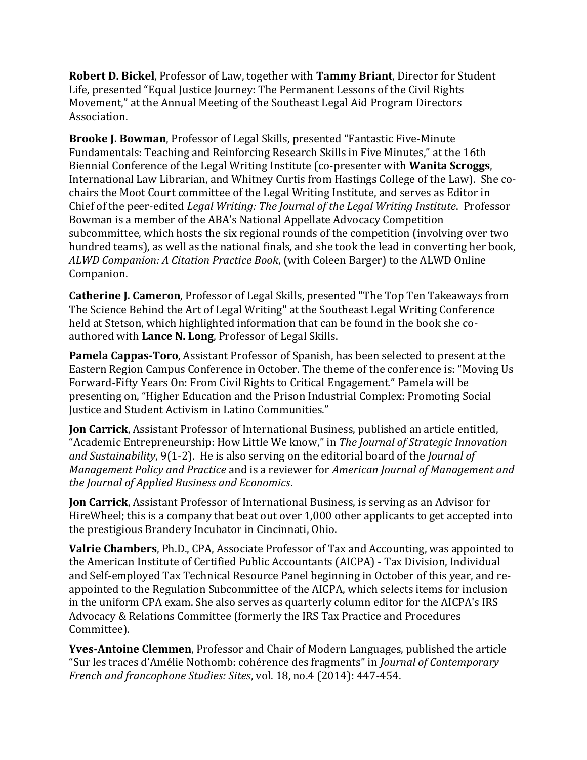**Robert D. Bickel**, Professor of Law, together with **Tammy Briant**, Director for Student Life, presented "Equal Justice Journey: The Permanent Lessons of the Civil Rights Movement," at the Annual Meeting of the Southeast Legal Aid Program Directors Association.

**Brooke J. Bowman**, Professor of Legal Skills, presented "Fantastic Five-Minute Fundamentals: Teaching and Reinforcing Research Skills in Five Minutes," at the 16th Biennial Conference of the Legal Writing Institute (co-presenter with **Wanita Scroggs**, International Law Librarian, and Whitney Curtis from Hastings College of the Law). She co-chairs the Moot Court committee of the Legal Writing Institute, and serves as Editor in Chief of the peer-edited *Legal Writing: The Journal of the Legal Writing Institute*. Professor Bowman is a member of the ABA's National Appellate Advocacy Competition subcommittee, which hosts the six regional rounds of the competition (involving over two hundred teams), as well as the national finals, and she took the lead in converting her book, *ALWD Companion: A Citation Practice Book*, (with Coleen Barger) to the ALWD Online Companion.

**Catherine J. Cameron**, Professor of Legal Skills, presented "The Top Ten Takeaways from The Science Behind the Art of Legal Writing" at the Southeast Legal Writing Conference held at Stetson, which highlighted information that can be found in the book she co-authored with **Lance N. Long**, Professor of Legal Skills.

**Pamela Cappas-Toro**, Assistant Professor of Spanish, has been selected to present at the Eastern Region Campus Conference in October. The theme of the conference is: "Moving Us Forward-Fifty Years On: From Civil Rights to Critical Engagement." Pamela will be presenting on, "Higher Education and the Prison Industrial Complex: Promoting Social Justice and Student Activism in Latino Communities."

**Jon Carrick**, Assistant Professor of International Business, published an article entitled, "Academic Entrepreneurship: How Little We know," in *The Journal of Strategic Innovation and Sustainability*, 9(1-2). He is also serving on the editorial board of the *Journal of Management Policy and Practice* and is a reviewer for *American Journal of Management and the Journal of Applied Business and Economics*.

**Jon Carrick**, Assistant Professor of International Business, is serving as an Advisor for HireWheel; this is a company that beat out over 1,000 other applicants to get accepted into the prestigious Brandery Incubator in Cincinnati, Ohio.

**Valrie Chambers**, Ph.D., CPA, Associate Professor of Tax and Accounting, was appointed to the American Institute of Certified Public Accountants (AICPA) - Tax Division, Individual and Self-employed Tax Technical Resource Panel beginning in October of this year, and re-appointed to the Regulation Subcommittee of the AICPA, which selects items for inclusion in the uniform CPA exam. She also serves as quarterly column editor for the AICPA's IRS Advocacy & Relations Committee (formerly the IRS Tax Practice and Procedures Committee).

**Yves-Antoine Clemmen**, Professor and Chair of Modern Languages, published the article "Sur les traces d'Amélie Nothomb: cohérence des fragments" in *Journal of Contemporary French and francophone Studies: Sites*, vol. 18, no.4 (2014): 447-454.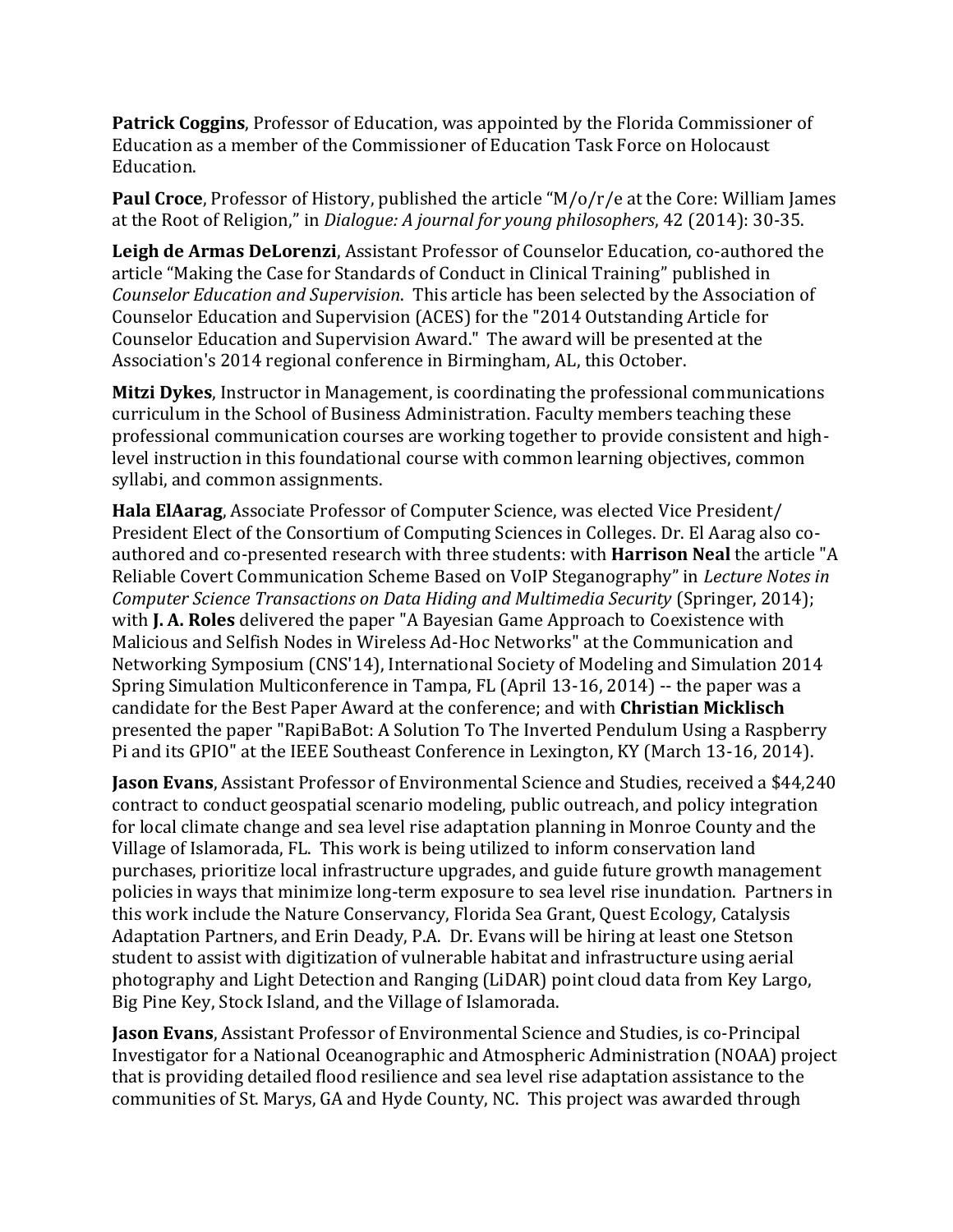**Patrick Coggins**, Professor of Education, was appointed by the Florida Commissioner of Education as a member of the Commissioner of Education Task Force on Holocaust Education.

**Paul Croce**, Professor of History, published the article "M/o/r/e at the Core: William James at the Root of Religion," in *Dialogue: A journal for young philosophers*, 42 (2014): 30-35.

**Leigh de Armas DeLorenzi**, Assistant Professor of Counselor Education, co-authored the article "Making the Case for Standards of Conduct in Clinical Training" published in *Counselor Education and Supervision*. This article has been selected by the Association of Counselor Education and Supervision (ACES) for the "2014 Outstanding Article for Counselor Education and Supervision Award." The award will be presented at the Association's 2014 regional conference in Birmingham, AL, this October.

**Mitzi Dykes**, Instructor in Management, is coordinating the professional communications curriculum in the School of Business Administration. Faculty members teaching these professional communication courses are working together to provide consistent and high-level instruction in this foundational course with common learning objectives, common syllabi, and common assignments.

**Hala ElAarag**, Associate Professor of Computer Science, was elected Vice President/ President Elect of the Consortium of Computing Sciences in Colleges. Dr. El Aarag also co-authored and co-presented research with three students: with **Harrison Neal** the article "A Reliable Covert Communication Scheme Based on VoIP Steganography" in *Lecture Notes in Computer Science Transactions on Data Hiding and Multimedia Security* (Springer, 2014); with **J. A. Roles** delivered the paper "A Bayesian Game Approach to Coexistence with Malicious and Selfish Nodes in Wireless Ad-Hoc Networks" at the Communication and Networking Symposium (CNS'14), International Society of Modeling and Simulation 2014 Spring Simulation Multiconference in Tampa, FL (April 13-16, 2014) -- the paper was a candidate for the Best Paper Award at the conference; and with **Christian Micklisch** presented the paper "RapiBaBot: A Solution To The Inverted Pendulum Using a Raspberry Pi and its GPIO" at the IEEE Southeast Conference in Lexington, KY (March 13-16, 2014).

**Jason Evans**, Assistant Professor of Environmental Science and Studies, received a $44,240 contract to conduct geospatial scenario modeling, public outreach, and policy integration for local climate change and sea level rise adaptation planning in Monroe County and the Village of Islamorada, FL. This work is being utilized to inform conservation land purchases, prioritize local infrastructure upgrades, and guide future growth management policies in ways that minimize long-term exposure to sea level rise inundation. Partners in this work include the Nature Conservancy, Florida Sea Grant, Quest Ecology, Catalysis Adaptation Partners, and Erin Deady, P.A. Dr. Evans will be hiring at least one Stetson student to assist with digitization of vulnerable habitat and infrastructure using aerial photography and Light Detection and Ranging (LiDAR) point cloud data from Key Largo, Big Pine Key, Stock Island, and the Village of Islamorada.

**Jason Evans**, Assistant Professor of Environmental Science and Studies, is co-Principal Investigator for a National Oceanographic and Atmospheric Administration (NOAA) project that is providing detailed flood resilience and sea level rise adaptation assistance to the communities of St. Marys, GA and Hyde County, NC. This project was awarded through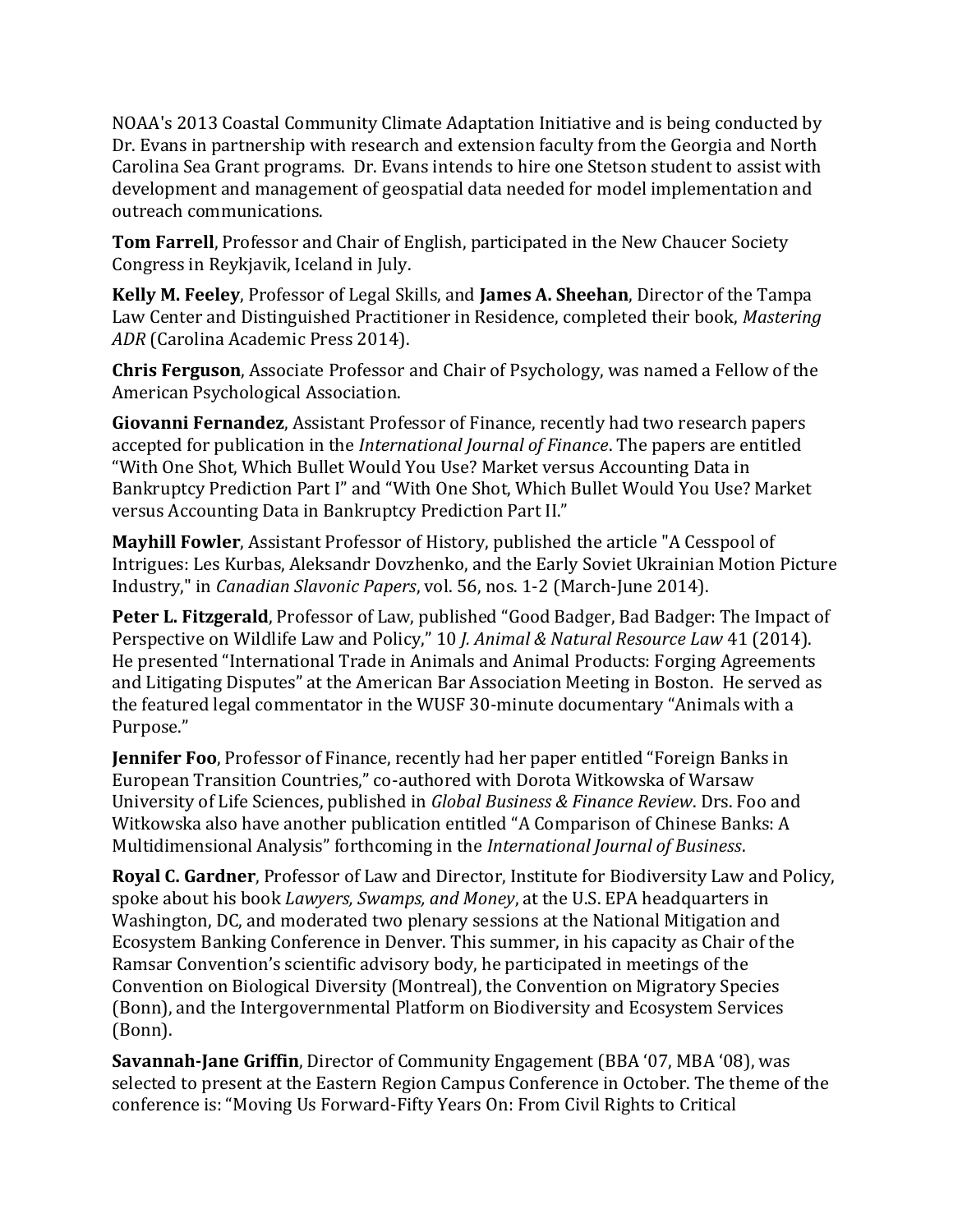NOAA's 2013 Coastal Community Climate Adaptation Initiative and is being conducted by Dr. Evans in partnership with research and extension faculty from the Georgia and North Carolina Sea Grant programs. Dr. Evans intends to hire one Stetson student to assist with development and management of geospatial data needed for model implementation and outreach communications.

**Tom Farrell**, Professor and Chair of English, participated in the New Chaucer Society Congress in Reykjavik, Iceland in July.

**Kelly M. Feeley**, Professor of Legal Skills, and **James A. Sheehan**, Director of the Tampa Law Center and Distinguished Practitioner in Residence, completed their book, *Mastering ADR* (Carolina Academic Press 2014).

**Chris Ferguson**, Associate Professor and Chair of Psychology, was named a Fellow of the American Psychological Association.

**Giovanni Fernandez**, Assistant Professor of Finance, recently had two research papers accepted for publication in the *International Journal of Finance*. The papers are entitled "With One Shot, Which Bullet Would You Use? Market versus Accounting Data in Bankruptcy Prediction Part I" and "With One Shot, Which Bullet Would You Use? Market versus Accounting Data in Bankruptcy Prediction Part II."

**Mayhill Fowler**, Assistant Professor of History, published the article "A Cesspool of Intrigues: Les Kurbas, Aleksandr Dovzhenko, and the Early Soviet Ukrainian Motion Picture Industry," in *Canadian Slavonic Papers*, vol. 56, nos. 1-2 (March-June 2014).

**Peter L. Fitzgerald**, Professor of Law, published "Good Badger, Bad Badger: The Impact of Perspective on Wildlife Law and Policy," 10 *J. Animal & Natural Resource Law* 41 (2014). He presented "International Trade in Animals and Animal Products: Forging Agreements and Litigating Disputes" at the American Bar Association Meeting in Boston. He served as the featured legal commentator in the WUSF 30-minute documentary "Animals with a Purpose."

**Jennifer Foo**, Professor of Finance, recently had her paper entitled "Foreign Banks in European Transition Countries," co-authored with Dorota Witkowska of Warsaw University of Life Sciences, published in *Global Business & Finance Review*. Drs. Foo and Witkowska also have another publication entitled "A Comparison of Chinese Banks: A Multidimensional Analysis" forthcoming in the *International Journal of Business*.

**Royal C. Gardner**, Professor of Law and Director, Institute for Biodiversity Law and Policy, spoke about his book *Lawyers, Swamps, and Money*, at the U.S. EPA headquarters in Washington, DC, and moderated two plenary sessions at the National Mitigation and Ecosystem Banking Conference in Denver. This summer, in his capacity as Chair of the Ramsar Convention's scientific advisory body, he participated in meetings of the Convention on Biological Diversity (Montreal), the Convention on Migratory Species (Bonn), and the Intergovernmental Platform on Biodiversity and Ecosystem Services (Bonn).

**Savannah-Jane Griffin**, Director of Community Engagement (BBA '07, MBA '08), was selected to present at the Eastern Region Campus Conference in October. The theme of the conference is: "Moving Us Forward-Fifty Years On: From Civil Rights to Critical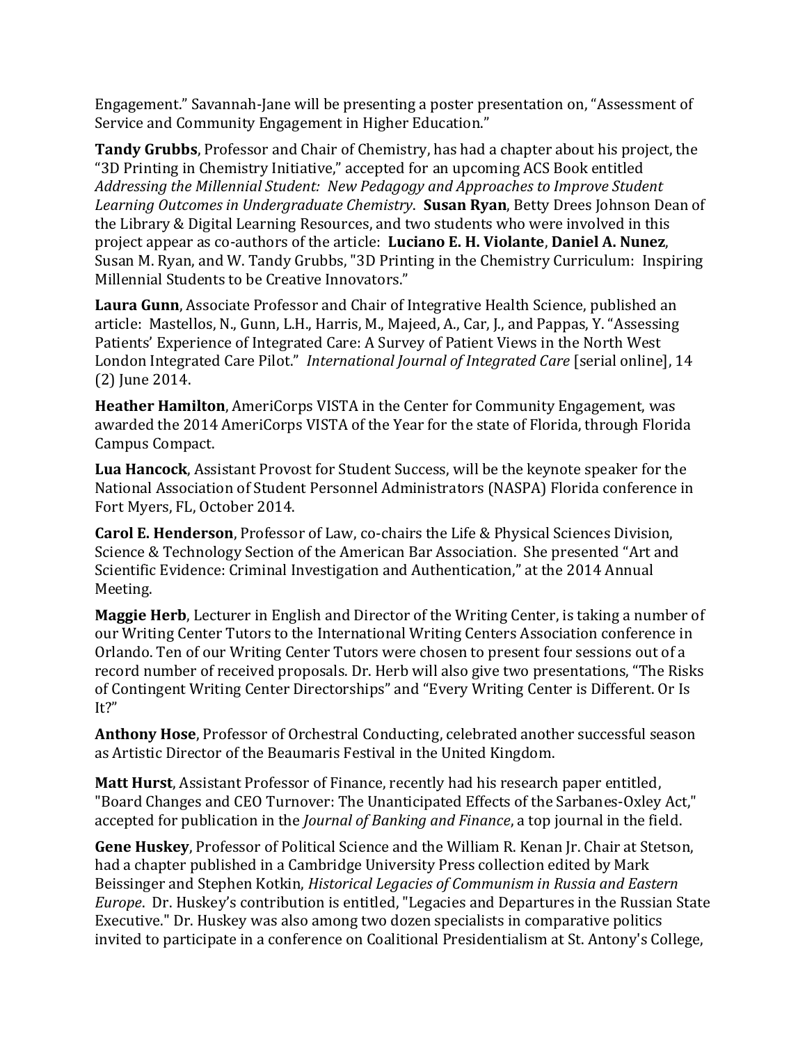Engagement." Savannah-Jane will be presenting a poster presentation on, "Assessment of Service and Community Engagement in Higher Education."

**Tandy Grubbs**, Professor and Chair of Chemistry, has had a chapter about his project, the "3D Printing in Chemistry Initiative," accepted for an upcoming ACS Book entitled *Addressing the Millennial Student: New Pedagogy and Approaches to Improve Student Learning Outcomes in Undergraduate Chemistry*. **Susan Ryan**, Betty Drees Johnson Dean of the Library & Digital Learning Resources, and two students who were involved in this project appear as co-authors of the article: **Luciano E. H. Violante**, **Daniel A. Nunez**, Susan M. Ryan, and W. Tandy Grubbs, "3D Printing in the Chemistry Curriculum: Inspiring Millennial Students to be Creative Innovators."

**Laura Gunn**, Associate Professor and Chair of Integrative Health Science, published an article: Mastellos, N., Gunn, L.H., Harris, M., Majeed, A., Car, J., and Pappas, Y. "Assessing Patients' Experience of Integrated Care: A Survey of Patient Views in the North West London Integrated Care Pilot." *International Journal of Integrated Care* [serial online], 14 (2) June 2014.

**Heather Hamilton**, AmeriCorps VISTA in the Center for Community Engagement, was awarded the 2014 AmeriCorps VISTA of the Year for the state of Florida, through Florida Campus Compact.

**Lua Hancock**, Assistant Provost for Student Success, will be the keynote speaker for the National Association of Student Personnel Administrators (NASPA) Florida conference in Fort Myers, FL, October 2014.

**Carol E. Henderson**, Professor of Law, co-chairs the Life & Physical Sciences Division, Science & Technology Section of the American Bar Association. She presented "Art and Scientific Evidence: Criminal Investigation and Authentication," at the 2014 Annual Meeting.

**Maggie Herb**, Lecturer in English and Director of the Writing Center, is taking a number of our Writing Center Tutors to the International Writing Centers Association conference in Orlando. Ten of our Writing Center Tutors were chosen to present four sessions out of a record number of received proposals. Dr. Herb will also give two presentations, "The Risks of Contingent Writing Center Directorships" and "Every Writing Center is Different. Or Is It?"

**Anthony Hose**, Professor of Orchestral Conducting, celebrated another successful season as Artistic Director of the Beaumaris Festival in the United Kingdom.

**Matt Hurst**, Assistant Professor of Finance, recently had his research paper entitled, "Board Changes and CEO Turnover: The Unanticipated Effects of the Sarbanes-Oxley Act," accepted for publication in the *Journal of Banking and Finance*, a top journal in the field.

**Gene Huskey**, Professor of Political Science and the William R. Kenan Jr. Chair at Stetson, had a chapter published in a Cambridge University Press collection edited by Mark Beissinger and Stephen Kotkin, *Historical Legacies of Communism in Russia and Eastern Europe*. Dr. Huskey's contribution is entitled, "Legacies and Departures in the Russian State Executive." Dr. Huskey was also among two dozen specialists in comparative politics invited to participate in a conference on Coalitional Presidentialism at St. Antony's College,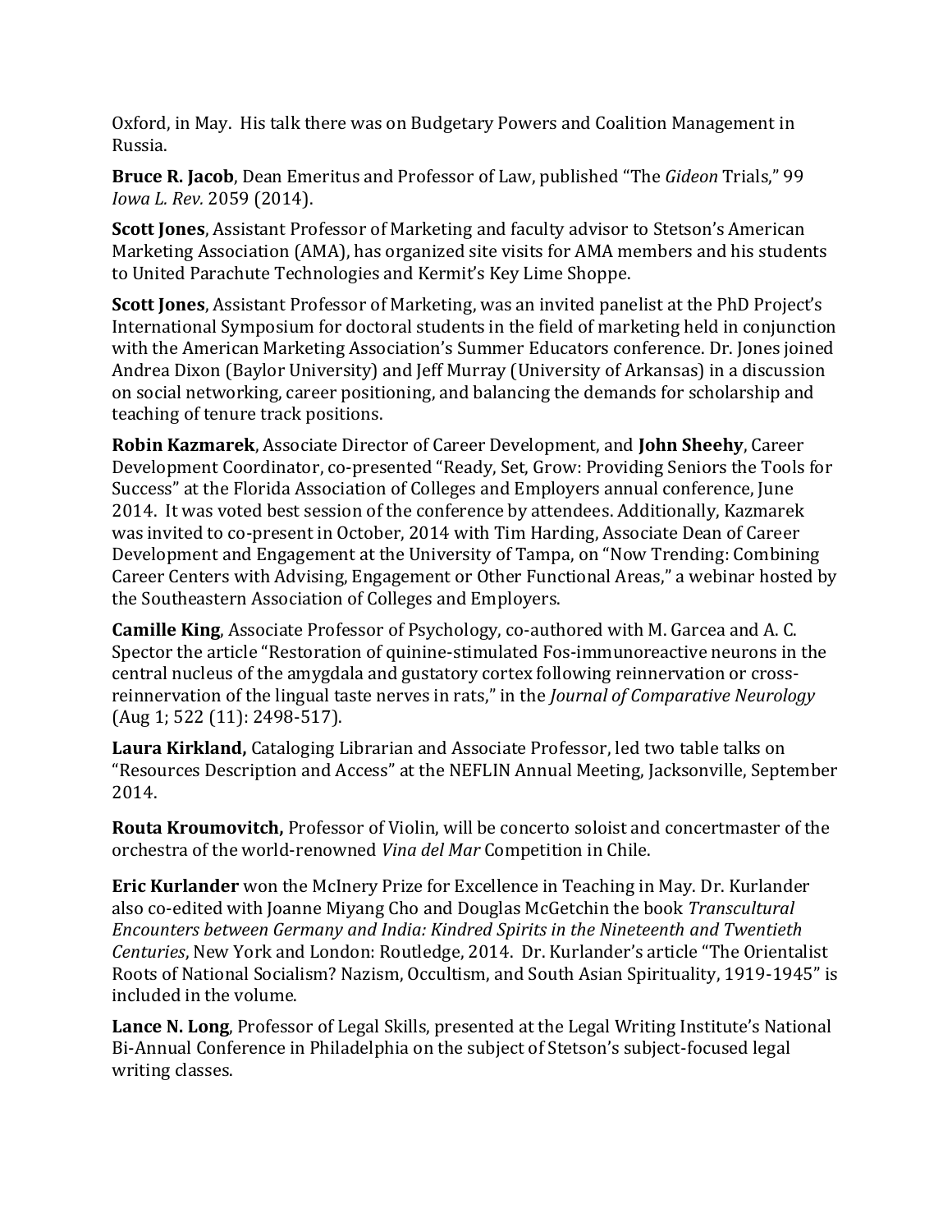Oxford, in May. His talk there was on Budgetary Powers and Coalition Management in Russia.

**Bruce R. Jacob**, Dean Emeritus and Professor of Law, published "The *Gideon* Trials," 99 *Iowa L. Rev.* 2059 (2014).

**Scott Jones**, Assistant Professor of Marketing and faculty advisor to Stetson's American Marketing Association (AMA), has organized site visits for AMA members and his students to United Parachute Technologies and Kermit's Key Lime Shoppe.

**Scott Jones**, Assistant Professor of Marketing, was an invited panelist at the PhD Project's International Symposium for doctoral students in the field of marketing held in conjunction with the American Marketing Association's Summer Educators conference. Dr. Jones joined Andrea Dixon (Baylor University) and Jeff Murray (University of Arkansas) in a discussion on social networking, career positioning, and balancing the demands for scholarship and teaching of tenure track positions.

**Robin Kazmarek**, Associate Director of Career Development, and **John Sheehy**, Career Development Coordinator, co-presented "Ready, Set, Grow: Providing Seniors the Tools for Success" at the Florida Association of Colleges and Employers annual conference, June 2014. It was voted best session of the conference by attendees. Additionally, Kazmarek was invited to co-present in October, 2014 with Tim Harding, Associate Dean of Career Development and Engagement at the University of Tampa, on "Now Trending: Combining Career Centers with Advising, Engagement or Other Functional Areas," a webinar hosted by the Southeastern Association of Colleges and Employers.

**Camille King**, Associate Professor of Psychology, co-authored with M. Garcea and A. C. Spector the article "Restoration of quinine-stimulated Fos-immunoreactive neurons in the central nucleus of the amygdala and gustatory cortex following reinnervation or cross-reinnervation of the lingual taste nerves in rats," in the *Journal of Comparative Neurology* (Aug 1; 522 (11): 2498-517).

**Laura Kirkland,** Cataloging Librarian and Associate Professor, led two table talks on "Resources Description and Access" at the NEFLIN Annual Meeting, Jacksonville, September 2014.

**Routa Kroumovitch,** Professor of Violin, will be concerto soloist and concertmaster of the orchestra of the world-renowned *Vina del Mar* Competition in Chile.

**Eric Kurlander** won the McInery Prize for Excellence in Teaching in May. Dr. Kurlander also co-edited with Joanne Miyang Cho and Douglas McGetchin the book *Transcultural Encounters between Germany and India: Kindred Spirits in the Nineteenth and Twentieth Centuries*, New York and London: Routledge, 2014. Dr. Kurlander's article "The Orientalist Roots of National Socialism? Nazism, Occultism, and South Asian Spirituality, 1919-1945" is included in the volume.

**Lance N. Long**, Professor of Legal Skills, presented at the Legal Writing Institute's National Bi-Annual Conference in Philadelphia on the subject of Stetson's subject-focused legal writing classes.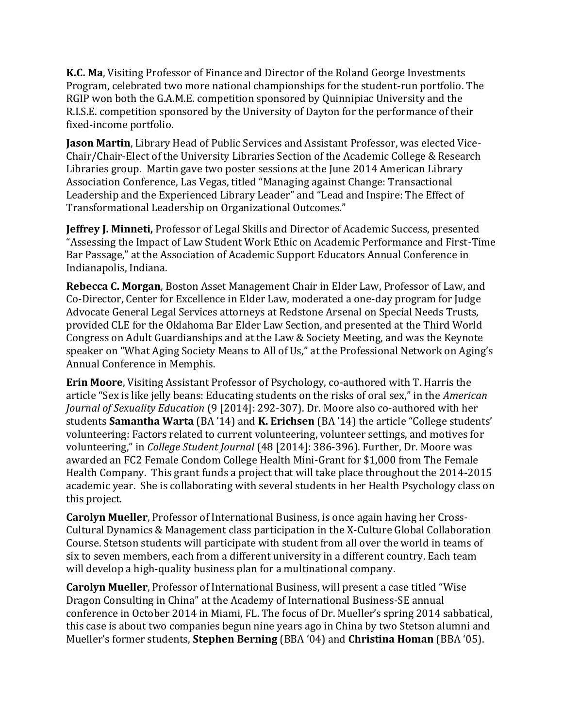**K.C. Ma**, Visiting Professor of Finance and Director of the Roland George Investments Program, celebrated two more national championships for the student-run portfolio. The RGIP won both the G.A.M.E. competition sponsored by Quinnipiac University and the R.I.S.E. competition sponsored by the University of Dayton for the performance of their fixed-income portfolio.

**Jason Martin**, Library Head of Public Services and Assistant Professor, was elected Vice-Chair/Chair-Elect of the University Libraries Section of the Academic College & Research Libraries group. Martin gave two poster sessions at the June 2014 American Library Association Conference, Las Vegas, titled "Managing against Change: Transactional Leadership and the Experienced Library Leader" and "Lead and Inspire: The Effect of Transformational Leadership on Organizational Outcomes."

**Jeffrey J. Minneti,** Professor of Legal Skills and Director of Academic Success, presented "Assessing the Impact of Law Student Work Ethic on Academic Performance and First-Time Bar Passage," at the Association of Academic Support Educators Annual Conference in Indianapolis, Indiana.

**Rebecca C. Morgan**, Boston Asset Management Chair in Elder Law, Professor of Law, and Co-Director, Center for Excellence in Elder Law, moderated a one-day program for Judge Advocate General Legal Services attorneys at Redstone Arsenal on Special Needs Trusts, provided CLE for the Oklahoma Bar Elder Law Section, and presented at the Third World Congress on Adult Guardianships and at the Law & Society Meeting, and was the Keynote speaker on "What Aging Society Means to All of Us," at the Professional Network on Aging's Annual Conference in Memphis.

**Erin Moore**, Visiting Assistant Professor of Psychology, co-authored with T. Harris the article "Sex is like jelly beans: Educating students on the risks of oral sex," in the *American Journal of Sexuality Education* (9 [2014]: 292-307). Dr. Moore also co-authored with her students **Samantha Warta** (BA '14) and **K. Erichsen** (BA '14) the article "College students' volunteering: Factors related to current volunteering, volunteer settings, and motives for volunteering," in *College Student Journal* (48 [2014]: 386-396). Further, Dr. Moore was awarded an FC2 Female Condom College Health Mini-Grant for $1,000 from The Female Health Company. This grant funds a project that will take place throughout the 2014-2015 academic year. She is collaborating with several students in her Health Psychology class on this project.

**Carolyn Mueller**, Professor of International Business, is once again having her Cross-Cultural Dynamics & Management class participation in the X-Culture Global Collaboration Course. Stetson students will participate with student from all over the world in teams of six to seven members, each from a different university in a different country. Each team will develop a high-quality business plan for a multinational company.

**Carolyn Mueller**, Professor of International Business, will present a case titled "Wise Dragon Consulting in China" at the Academy of International Business-SE annual conference in October 2014 in Miami, FL. The focus of Dr. Mueller's spring 2014 sabbatical, this case is about two companies begun nine years ago in China by two Stetson alumni and Mueller's former students, **Stephen Berning** (BBA '04) and **Christina Homan** (BBA '05).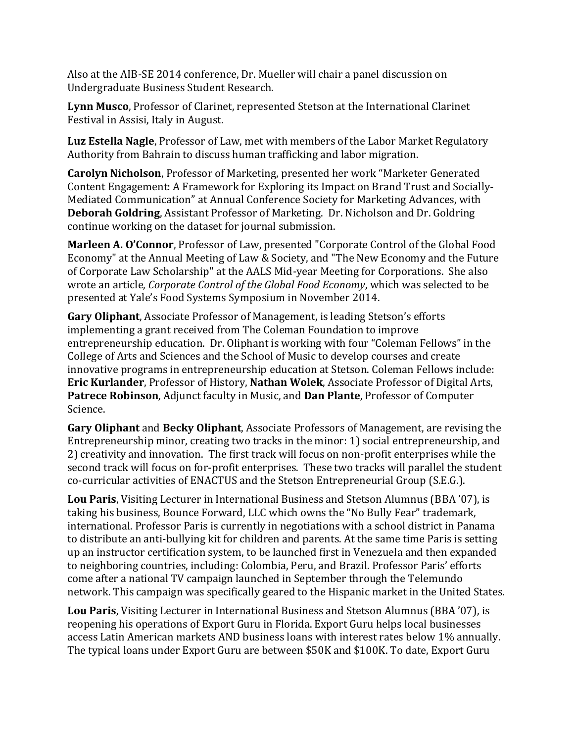Also at the AIB-SE 2014 conference, Dr. Mueller will chair a panel discussion on Undergraduate Business Student Research.

**Lynn Musco**, Professor of Clarinet, represented Stetson at the International Clarinet Festival in Assisi, Italy in August.

**Luz Estella Nagle**, Professor of Law, met with members of the Labor Market Regulatory Authority from Bahrain to discuss human trafficking and labor migration.

**Carolyn Nicholson**, Professor of Marketing, presented her work "Marketer Generated Content Engagement: A Framework for Exploring its Impact on Brand Trust and Socially-Mediated Communication" at Annual Conference Society for Marketing Advances, with **Deborah Goldring**, Assistant Professor of Marketing. Dr. Nicholson and Dr. Goldring continue working on the dataset for journal submission.

**Marleen A. O'Connor**, Professor of Law, presented "Corporate Control of the Global Food Economy" at the Annual Meeting of Law & Society, and "The New Economy and the Future of Corporate Law Scholarship" at the AALS Mid-year Meeting for Corporations. She also wrote an article, *Corporate Control of the Global Food Economy*, which was selected to be presented at Yale's Food Systems Symposium in November 2014.

**Gary Oliphant**, Associate Professor of Management, is leading Stetson's efforts implementing a grant received from The Coleman Foundation to improve entrepreneurship education. Dr. Oliphant is working with four "Coleman Fellows" in the College of Arts and Sciences and the School of Music to develop courses and create innovative programs in entrepreneurship education at Stetson. Coleman Fellows include: **Eric Kurlander**, Professor of History, **Nathan Wolek**, Associate Professor of Digital Arts, **Patrece Robinson**, Adjunct faculty in Music, and **Dan Plante**, Professor of Computer Science.

**Gary Oliphant** and **Becky Oliphant**, Associate Professors of Management, are revising the Entrepreneurship minor, creating two tracks in the minor: 1) social entrepreneurship, and 2) creativity and innovation. The first track will focus on non-profit enterprises while the second track will focus on for-profit enterprises. These two tracks will parallel the student co-curricular activities of ENACTUS and the Stetson Entrepreneurial Group (S.E.G.).

**Lou Paris**, Visiting Lecturer in International Business and Stetson Alumnus (BBA '07), is taking his business, Bounce Forward, LLC which owns the "No Bully Fear" trademark, international. Professor Paris is currently in negotiations with a school district in Panama to distribute an anti-bullying kit for children and parents. At the same time Paris is setting up an instructor certification system, to be launched first in Venezuela and then expanded to neighboring countries, including: Colombia, Peru, and Brazil. Professor Paris' efforts come after a national TV campaign launched in September through the Telemundo network. This campaign was specifically geared to the Hispanic market in the United States.

**Lou Paris**, Visiting Lecturer in International Business and Stetson Alumnus (BBA '07), is reopening his operations of Export Guru in Florida. Export Guru helps local businesses access Latin American markets AND business loans with interest rates below 1% annually. The typical loans under Export Guru are between $50K and $100K. To date, Export Guru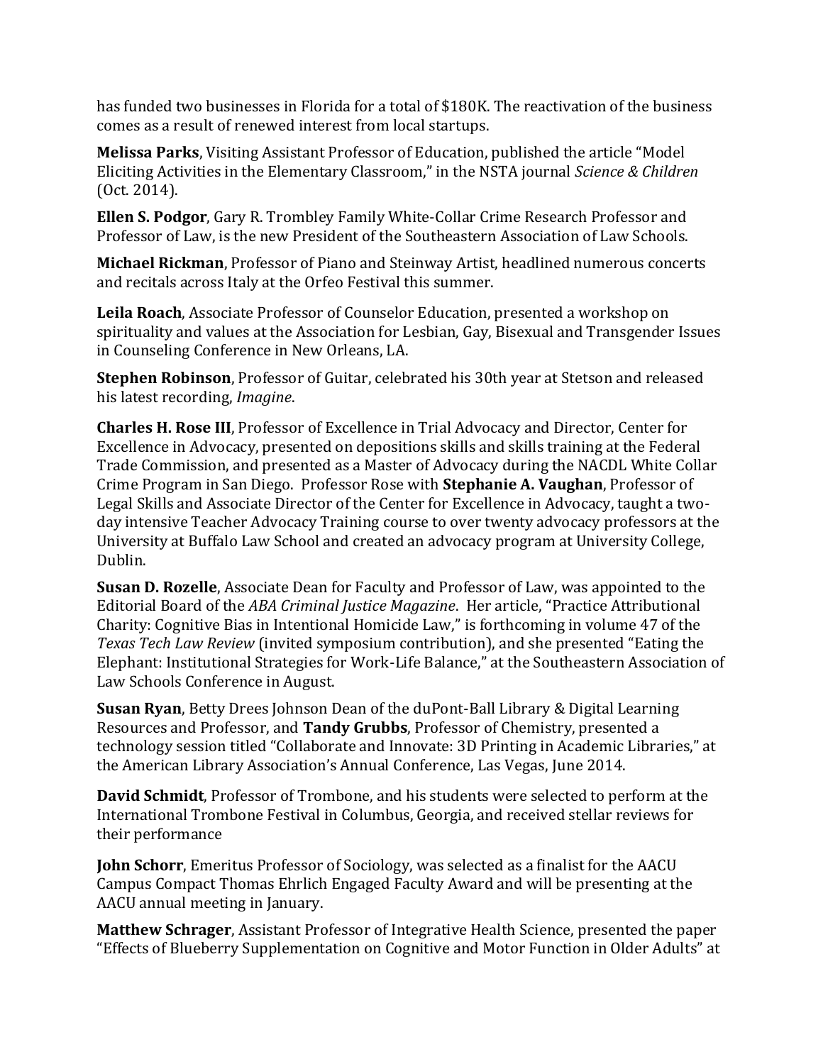has funded two businesses in Florida for a total of $180K. The reactivation of the business comes as a result of renewed interest from local startups.

**Melissa Parks**, Visiting Assistant Professor of Education, published the article "Model Eliciting Activities in the Elementary Classroom," in the NSTA journal *Science & Children* (Oct. 2014).

**Ellen S. Podgor**, Gary R. Trombley Family White-Collar Crime Research Professor and Professor of Law, is the new President of the Southeastern Association of Law Schools.

**Michael Rickman**, Professor of Piano and Steinway Artist, headlined numerous concerts and recitals across Italy at the Orfeo Festival this summer.

**Leila Roach**, Associate Professor of Counselor Education, presented a workshop on spirituality and values at the Association for Lesbian, Gay, Bisexual and Transgender Issues in Counseling Conference in New Orleans, LA.

**Stephen Robinson**, Professor of Guitar, celebrated his 30th year at Stetson and released his latest recording, *Imagine*.

**Charles H. Rose III**, Professor of Excellence in Trial Advocacy and Director, Center for Excellence in Advocacy, presented on depositions skills and skills training at the Federal Trade Commission, and presented as a Master of Advocacy during the NACDL White Collar Crime Program in San Diego. Professor Rose with **Stephanie A. Vaughan**, Professor of Legal Skills and Associate Director of the Center for Excellence in Advocacy, taught a two-day intensive Teacher Advocacy Training course to over twenty advocacy professors at the University at Buffalo Law School and created an advocacy program at University College, Dublin.

**Susan D. Rozelle**, Associate Dean for Faculty and Professor of Law, was appointed to the Editorial Board of the *ABA Criminal Justice Magazine*. Her article, "Practice Attributional Charity: Cognitive Bias in Intentional Homicide Law," is forthcoming in volume 47 of the *Texas Tech Law Review* (invited symposium contribution), and she presented "Eating the Elephant: Institutional Strategies for Work-Life Balance," at the Southeastern Association of Law Schools Conference in August.

**Susan Ryan**, Betty Drees Johnson Dean of the duPont-Ball Library & Digital Learning Resources and Professor, and **Tandy Grubbs**, Professor of Chemistry, presented a technology session titled "Collaborate and Innovate: 3D Printing in Academic Libraries," at the American Library Association's Annual Conference, Las Vegas, June 2014.

**David Schmidt**, Professor of Trombone, and his students were selected to perform at the International Trombone Festival in Columbus, Georgia, and received stellar reviews for their performance

**John Schorr**, Emeritus Professor of Sociology, was selected as a finalist for the AACU Campus Compact Thomas Ehrlich Engaged Faculty Award and will be presenting at the AACU annual meeting in January.

**Matthew Schrager**, Assistant Professor of Integrative Health Science, presented the paper "Effects of Blueberry Supplementation on Cognitive and Motor Function in Older Adults" at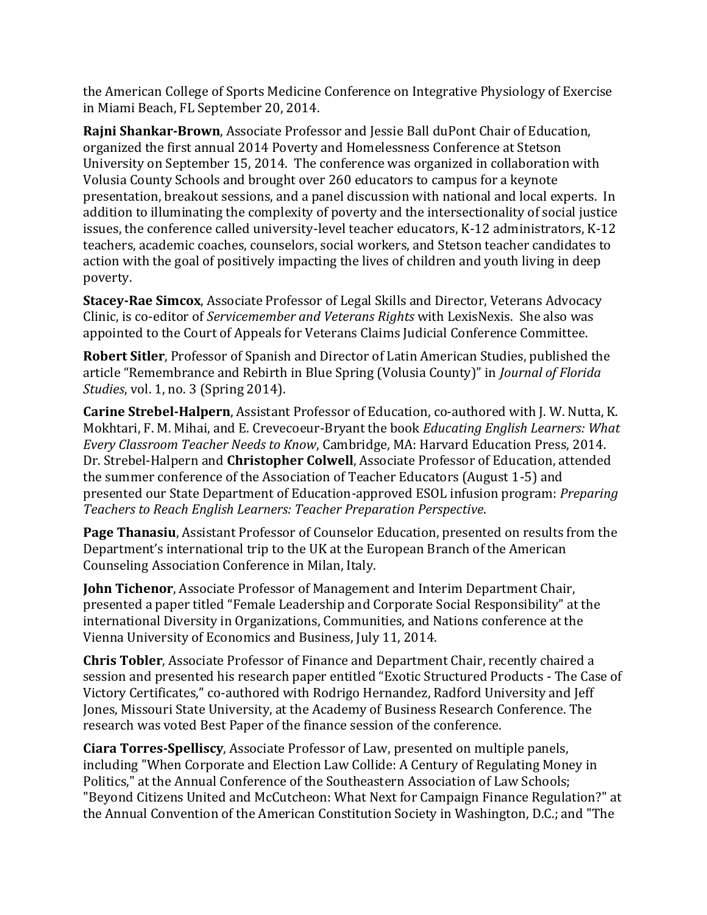the American College of Sports Medicine Conference on Integrative Physiology of Exercise in Miami Beach, FL September 20, 2014.

**Rajni Shankar-Brown**, Associate Professor and Jessie Ball duPont Chair of Education, organized the first annual 2014 Poverty and Homelessness Conference at Stetson University on September 15, 2014. The conference was organized in collaboration with Volusia County Schools and brought over 260 educators to campus for a keynote presentation, breakout sessions, and a panel discussion with national and local experts. In addition to illuminating the complexity of poverty and the intersectionality of social justice issues, the conference called university-level teacher educators, K-12 administrators, K-12 teachers, academic coaches, counselors, social workers, and Stetson teacher candidates to action with the goal of positively impacting the lives of children and youth living in deep poverty.

**Stacey-Rae Simcox**, Associate Professor of Legal Skills and Director, Veterans Advocacy Clinic, is co-editor of *Servicemember and Veterans Rights* with LexisNexis. She also was appointed to the Court of Appeals for Veterans Claims Judicial Conference Committee.

**Robert Sitler**, Professor of Spanish and Director of Latin American Studies, published the article "Remembrance and Rebirth in Blue Spring (Volusia County)" in *Journal of Florida Studies*, vol. 1, no. 3 (Spring 2014).

**Carine Strebel-Halpern**, Assistant Professor of Education, co-authored with J. W. Nutta, K. Mokhtari, F. M. Mihai, and E. Crevecoeur-Bryant the book *Educating English Learners: What Every Classroom Teacher Needs to Know*, Cambridge, MA: Harvard Education Press, 2014. Dr. Strebel-Halpern and **Christopher Colwell**, Associate Professor of Education, attended the summer conference of the Association of Teacher Educators (August 1-5) and presented our State Department of Education-approved ESOL infusion program: *Preparing Teachers to Reach English Learners: Teacher Preparation Perspective*.

**Page Thanasiu**, Assistant Professor of Counselor Education, presented on results from the Department's international trip to the UK at the European Branch of the American Counseling Association Conference in Milan, Italy.

**John Tichenor**, Associate Professor of Management and Interim Department Chair, presented a paper titled "Female Leadership and Corporate Social Responsibility" at the international Diversity in Organizations, Communities, and Nations conference at the Vienna University of Economics and Business, July 11, 2014.

**Chris Tobler**, Associate Professor of Finance and Department Chair, recently chaired a session and presented his research paper entitled "Exotic Structured Products - The Case of Victory Certificates," co-authored with Rodrigo Hernandez, Radford University and Jeff Jones, Missouri State University, at the Academy of Business Research Conference. The research was voted Best Paper of the finance session of the conference.

**Ciara Torres-Spelliscy**, Associate Professor of Law, presented on multiple panels, including "When Corporate and Election Law Collide: A Century of Regulating Money in Politics," at the Annual Conference of the Southeastern Association of Law Schools; "Beyond Citizens United and McCutcheon: What Next for Campaign Finance Regulation?" at the Annual Convention of the American Constitution Society in Washington, D.C.; and "The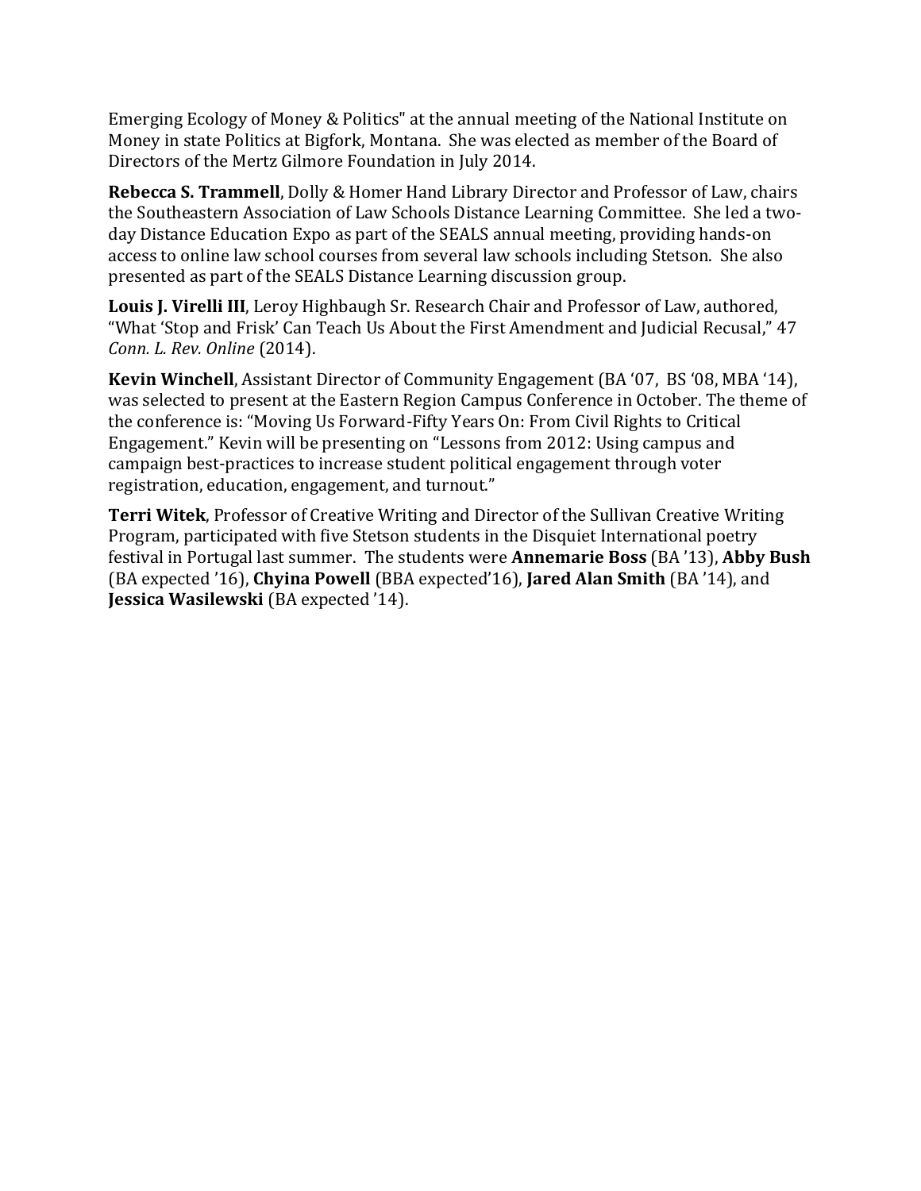Emerging Ecology of Money & Politics" at the annual meeting of the National Institute on Money in state Politics at Bigfork, Montana. She was elected as member of the Board of Directors of the Mertz Gilmore Foundation in July 2014.

**Rebecca S. Trammell**, Dolly & Homer Hand Library Director and Professor of Law, chairs the Southeastern Association of Law Schools Distance Learning Committee. She led a two-day Distance Education Expo as part of the SEALS annual meeting, providing hands-on access to online law school courses from several law schools including Stetson. She also presented as part of the SEALS Distance Learning discussion group.

**Louis J. Virelli III**, Leroy Highbaugh Sr. Research Chair and Professor of Law, authored, "What 'Stop and Frisk' Can Teach Us About the First Amendment and Judicial Recusal," 47 *Conn. L. Rev. Online* (2014).

**Kevin Winchell**, Assistant Director of Community Engagement (BA '07, BS '08, MBA '14), was selected to present at the Eastern Region Campus Conference in October. The theme of the conference is: "Moving Us Forward-Fifty Years On: From Civil Rights to Critical Engagement." Kevin will be presenting on "Lessons from 2012: Using campus and campaign best-practices to increase student political engagement through voter registration, education, engagement, and turnout."

**Terri Witek**, Professor of Creative Writing and Director of the Sullivan Creative Writing Program, participated with five Stetson students in the Disquiet International poetry festival in Portugal last summer. The students were **Annemarie Boss** (BA '13), **Abby Bush** (BA expected '16), **Chyina Powell** (BBA expected'16), **Jared Alan Smith** (BA '14), and **Jessica Wasilewski** (BA expected '14).